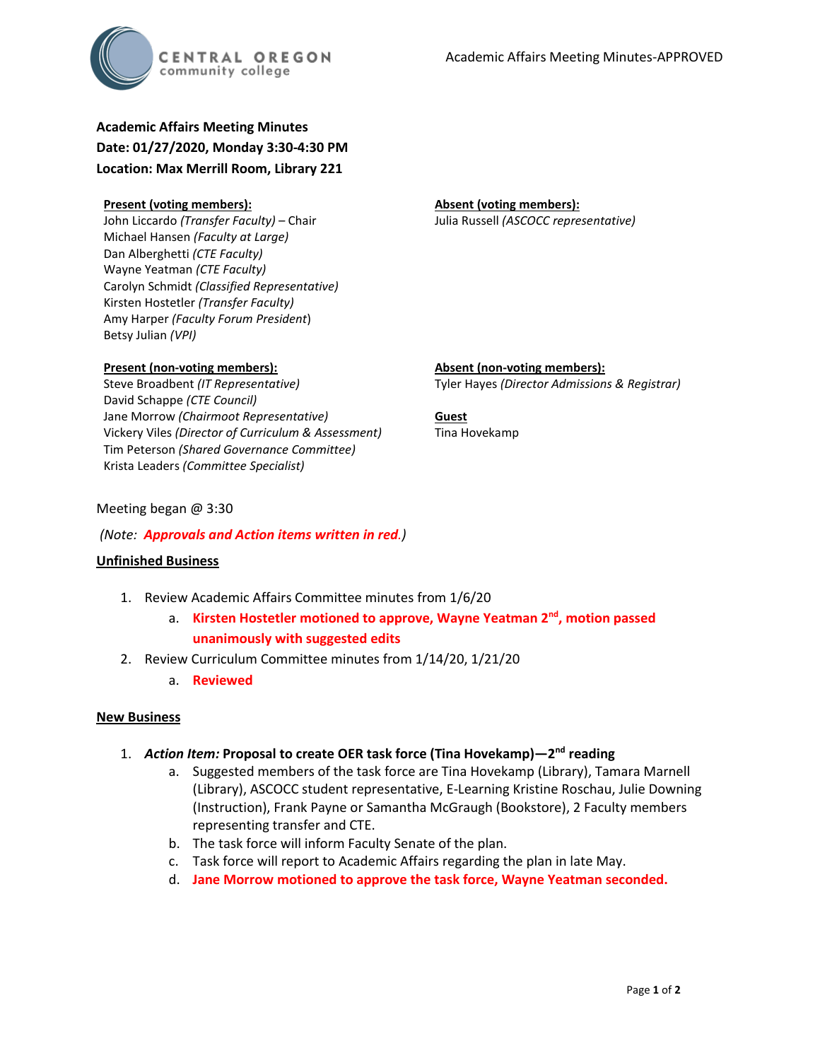Academic Affairs Meeting Minutes-APPROVED

**Academic Affairs Meeting Minutes**
**Date: 01/27/2020, Monday 3:30-4:30 PM**
**Location: Max Merrill Room, Library 221**

**Present (voting members):**
John Liccardo *(Transfer Faculty)* – Chair
Michael Hansen *(Faculty at Large)*
Dan Alberghetti *(CTE Faculty)*
Wayne Yeatman *(CTE Faculty)*
Carolyn Schmidt *(Classified Representative)*
Kirsten Hostetler *(Transfer Faculty)*
Amy Harper *(Faculty Forum President)*
Betsy Julian *(VPI)*

**Absent (voting members):**
Julia Russell *(ASCOCC representative)*

**Present (non-voting members):**
Steve Broadbent *(IT Representative)*
David Schappe *(CTE Council)*
Jane Morrow *(Chairmoot Representative)*
Vickery Viles *(Director of Curriculum & Assessment)*
Tim Peterson *(Shared Governance Committee)*
Krista Leaders *(Committee Specialist)*

**Absent (non-voting members):**
Tyler Hayes *(Director Admissions & Registrar)*

**Guest**
Tina Hovekamp

Meeting began @ 3:30

*(Note: **Approvals and Action items written in red**.)*

**Unfinished Business**

1. Review Academic Affairs Committee minutes from 1/6/20
   a. **Kirsten Hostetler motioned to approve, Wayne Yeatman 2nd, motion passed unanimously with suggested edits**
2. Review Curriculum Committee minutes from 1/14/20, 1/21/20
   a. **Reviewed**

**New Business**

1. ***Action Item:* Proposal to create OER task force (Tina Hovekamp)—2nd reading**
   a. Suggested members of the task force are Tina Hovekamp (Library), Tamara Marnell (Library), ASCOCC student representative, E-Learning Kristine Roschau, Julie Downing (Instruction), Frank Payne or Samantha McGraugh (Bookstore), 2 Faculty members representing transfer and CTE.
   b. The task force will inform Faculty Senate of the plan.
   c. Task force will report to Academic Affairs regarding the plan in late May.
   d. **Jane Morrow motioned to approve the task force, Wayne Yeatman seconded.**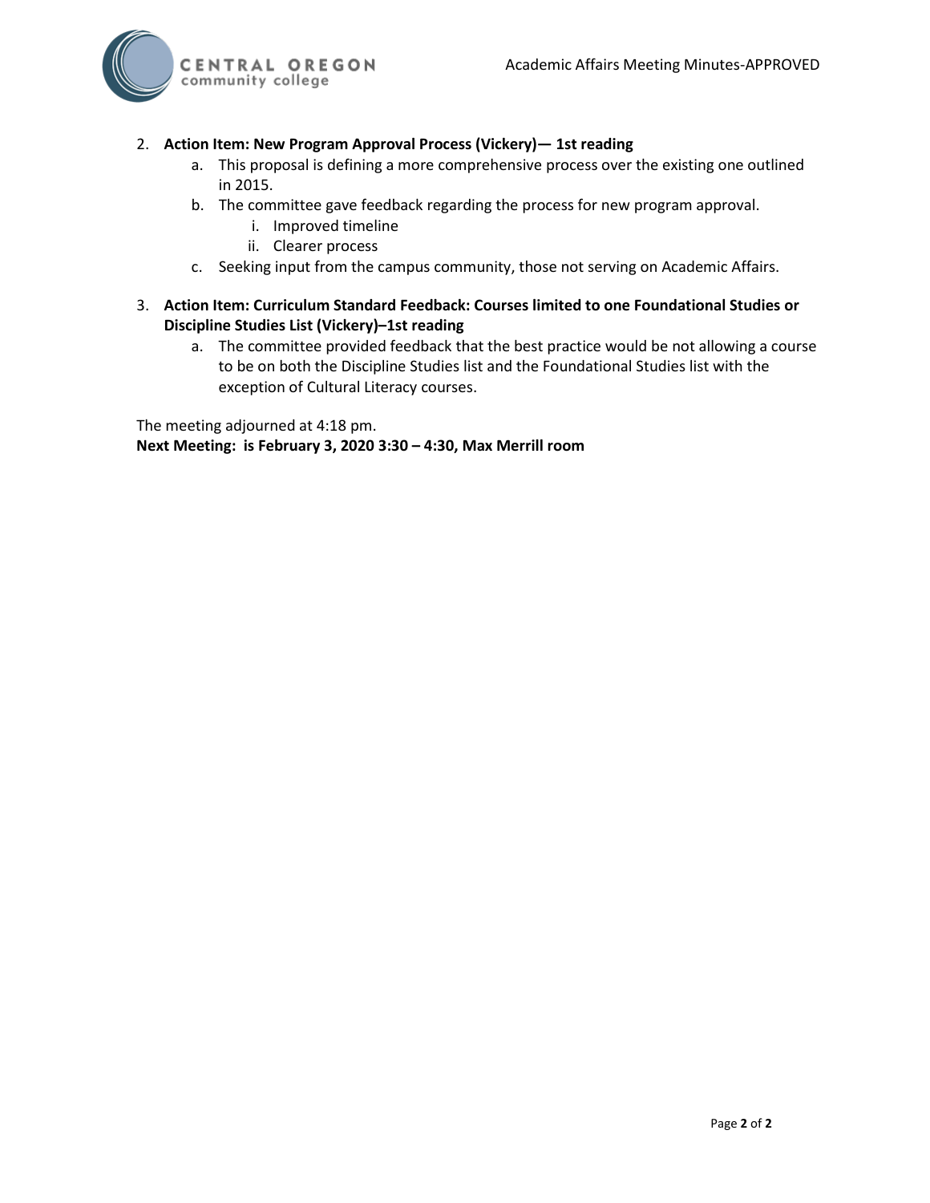2. **Action Item: New Program Approval Process (Vickery)— 1st reading**
    a. This proposal is defining a more comprehensive process over the existing one outlined in 2015.
    b. The committee gave feedback regarding the process for new program approval.
        i. Improved timeline
        ii. Clearer process
    c. Seeking input from the campus community, those not serving on Academic Affairs.

3. **Action Item: Curriculum Standard Feedback: Courses limited to one Foundational Studies or Discipline Studies List (Vickery)–1st reading**
    a. The committee provided feedback that the best practice would be not allowing a course to be on both the Discipline Studies list and the Foundational Studies list with the exception of Cultural Literacy courses.

The meeting adjourned at 4:18 pm.

**Next Meeting: is February 3, 2020 3:30 – 4:30, Max Merrill room**